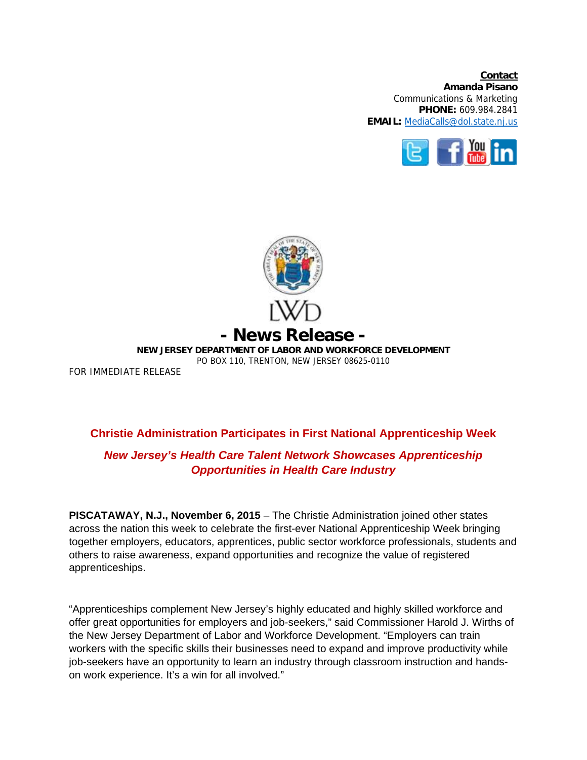**Contact**
**Amanda Pisano**
Communications & Marketing
**PHONE:** 609.984.2841
**EMAIL:** MediaCalls@dol.state.nj.us

LWD

# - News Release -

**NEW JERSEY DEPARTMENT OF LABOR AND WORKFORCE DEVELOPMENT**
PO BOX 110, TRENTON, NEW JERSEY 08625-0110

FOR IMMEDIATE RELEASE

## Christie Administration Participates in First National Apprenticeship Week

### *New Jersey's Health Care Talent Network Showcases Apprenticeship Opportunities in Health Care Industry*

**PISCATAWAY, N.J., November 6, 2015** – The Christie Administration joined other states across the nation this week to celebrate the first-ever National Apprenticeship Week bringing together employers, educators, apprentices, public sector workforce professionals, students and others to raise awareness, expand opportunities and recognize the value of registered apprenticeships.

"Apprenticeships complement New Jersey's highly educated and highly skilled workforce and offer great opportunities for employers and job-seekers," said Commissioner Harold J. Wirths of the New Jersey Department of Labor and Workforce Development. "Employers can train workers with the specific skills their businesses need to expand and improve productivity while job-seekers have an opportunity to learn an industry through classroom instruction and hands-on work experience. It's a win for all involved."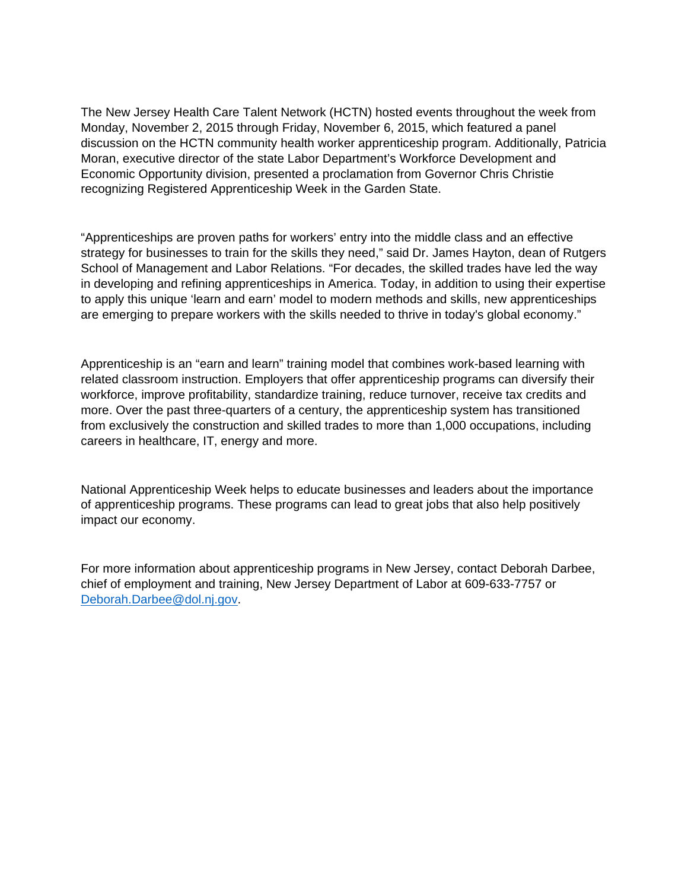The New Jersey Health Care Talent Network (HCTN) hosted events throughout the week from Monday, November 2, 2015 through Friday, November 6, 2015, which featured a panel discussion on the HCTN community health worker apprenticeship program. Additionally, Patricia Moran, executive director of the state Labor Department's Workforce Development and Economic Opportunity division, presented a proclamation from Governor Chris Christie recognizing Registered Apprenticeship Week in the Garden State.

"Apprenticeships are proven paths for workers' entry into the middle class and an effective strategy for businesses to train for the skills they need," said Dr. James Hayton, dean of Rutgers School of Management and Labor Relations. "For decades, the skilled trades have led the way in developing and refining apprenticeships in America. Today, in addition to using their expertise to apply this unique 'learn and earn' model to modern methods and skills, new apprenticeships are emerging to prepare workers with the skills needed to thrive in today's global economy."

Apprenticeship is an "earn and learn" training model that combines work-based learning with related classroom instruction. Employers that offer apprenticeship programs can diversify their workforce, improve profitability, standardize training, reduce turnover, receive tax credits and more. Over the past three-quarters of a century, the apprenticeship system has transitioned from exclusively the construction and skilled trades to more than 1,000 occupations, including careers in healthcare, IT, energy and more.

National Apprenticeship Week helps to educate businesses and leaders about the importance of apprenticeship programs. These programs can lead to great jobs that also help positively impact our economy.

For more information about apprenticeship programs in New Jersey, contact Deborah Darbee, chief of employment and training, New Jersey Department of Labor at 609-633-7757 or Deborah.Darbee@dol.nj.gov.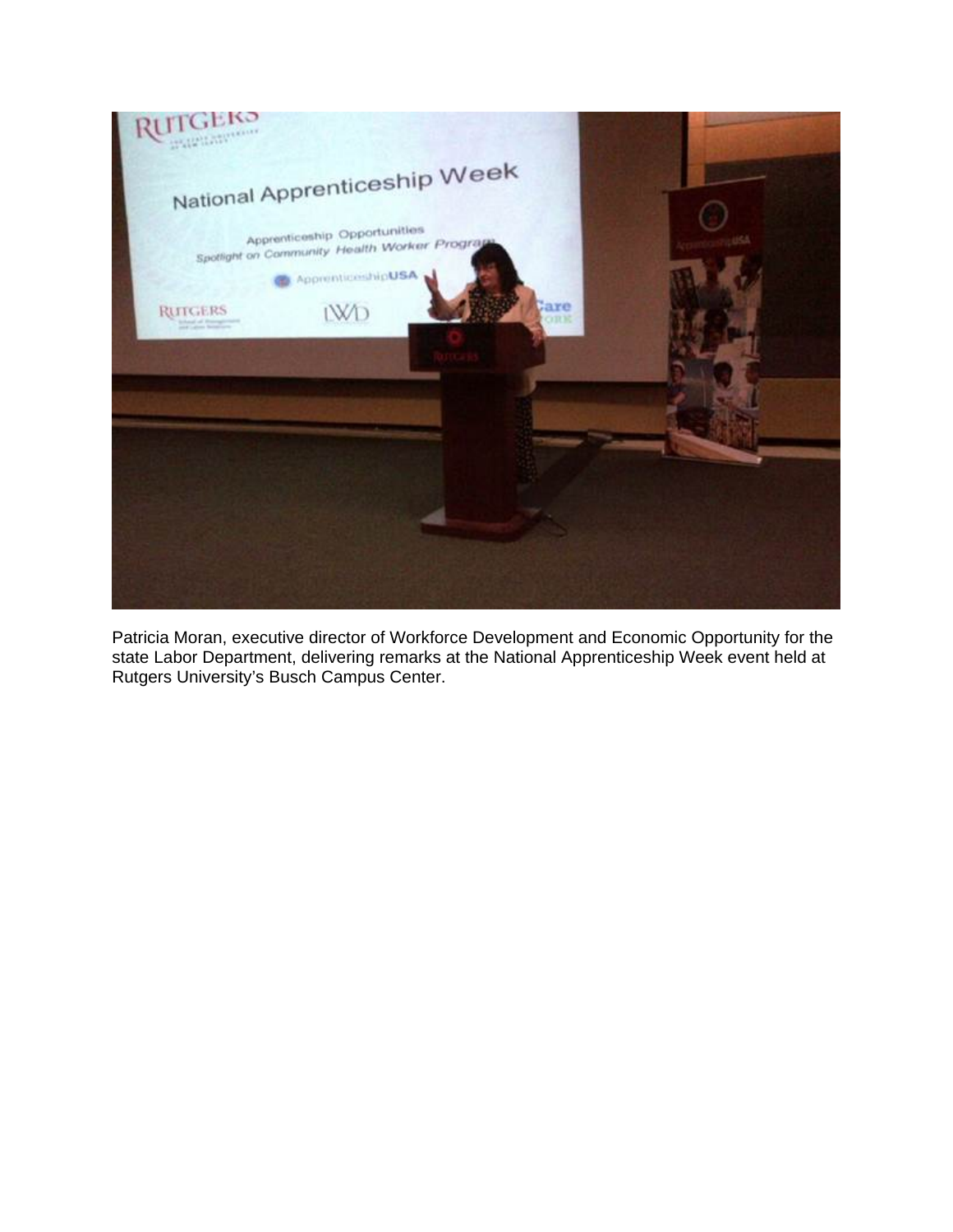Patricia Moran, executive director of Workforce Development and Economic Opportunity for the state Labor Department, delivering remarks at the National Apprenticeship Week event held at Rutgers University's Busch Campus Center.